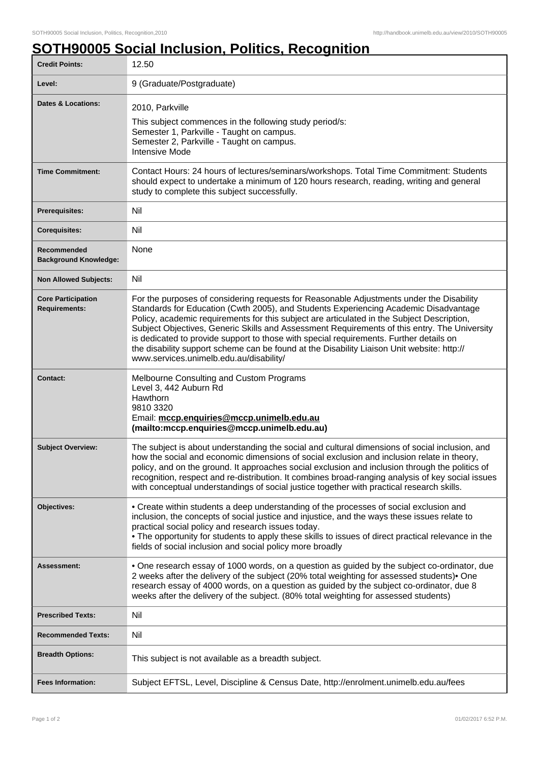# SOTH90005 Social Inclusion, Politics, Recognition

| | |
|---|---|
| **Credit Points:** | 12.50 |
| **Level:** | 9 (Graduate/Postgraduate) |
| **Dates & Locations:** | 2010, Parkville<br>This subject commences in the following study period/s:<br>Semester 1, Parkville - Taught on campus.<br>Semester 2, Parkville - Taught on campus.<br>Intensive Mode |
| **Time Commitment:** | Contact Hours: 24 hours of lectures/seminars/workshops. Total Time Commitment: Students should expect to undertake a minimum of 120 hours research, reading, writing and general study to complete this subject successfully. |
| **Prerequisites:** | Nil |
| **Corequisites:** | Nil |
| **Recommended Background Knowledge:** | None |
| **Non Allowed Subjects:** | Nil |
| **Core Participation Requirements:** | For the purposes of considering requests for Reasonable Adjustments under the Disability Standards for Education (Cwth 2005), and Students Experiencing Academic Disadvantage Policy, academic requirements for this subject are articulated in the Subject Description, Subject Objectives, Generic Skills and Assessment Requirements of this entry. The University is dedicated to provide support to those with special requirements. Further details on the disability support scheme can be found at the Disability Liaison Unit website: http://www.services.unimelb.edu.au/disability/ |
| **Contact:** | Melbourne Consulting and Custom Programs<br>Level 3, 442 Auburn Rd<br>Hawthorn<br>9810 3320<br>Email: **mccp.enquiries@mccp.unimelb.edu.au (mailto:mccp.enquiries@mccp.unimelb.edu.au)** |
| **Subject Overview:** | The subject is about understanding the social and cultural dimensions of social inclusion, and how the social and economic dimensions of social exclusion and inclusion relate in theory, policy, and on the ground. It approaches social exclusion and inclusion through the politics of recognition, respect and re-distribution. It combines broad-ranging analysis of key social issues with conceptual understandings of social justice together with practical research skills. |
| **Objectives:** | • Create within students a deep understanding of the processes of social exclusion and inclusion, the concepts of social justice and injustice, and the ways these issues relate to practical social policy and research issues today.<br>• The opportunity for students to apply these skills to issues of direct practical relevance in the fields of social inclusion and social policy more broadly |
| **Assessment:** | • One research essay of 1000 words, on a question as guided by the subject co-ordinator, due 2 weeks after the delivery of the subject (20% total weighting for assessed students)• One research essay of 4000 words, on a question as guided by the subject co-ordinator, due 8 weeks after the delivery of the subject. (80% total weighting for assessed students) |
| **Prescribed Texts:** | Nil |
| **Recommended Texts:** | Nil |
| **Breadth Options:** | This subject is not available as a breadth subject. |
| **Fees Information:** | Subject EFTSL, Level, Discipline & Census Date, http://enrolment.unimelb.edu.au/fees |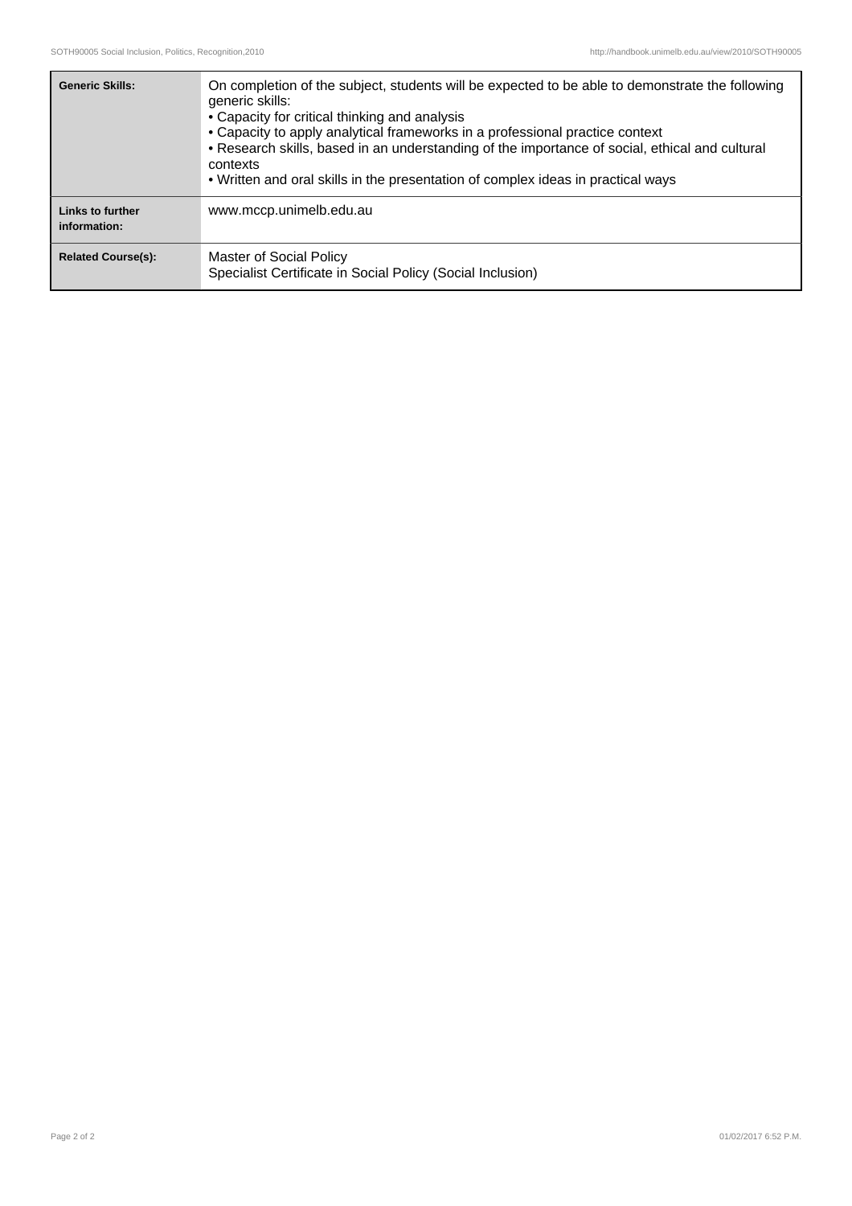| | |
|---|---|
| **Generic Skills:** | On completion of the subject, students will be expected to be able to demonstrate the following generic skills:<br>• Capacity for critical thinking and analysis<br>• Capacity to apply analytical frameworks in a professional practice context<br>• Research skills, based in an understanding of the importance of social, ethical and cultural contexts<br>• Written and oral skills in the presentation of complex ideas in practical ways |
| **Links to further information:** | www.mccp.unimelb.edu.au |
| **Related Course(s):** | Master of Social Policy<br>Specialist Certificate in Social Policy (Social Inclusion) |